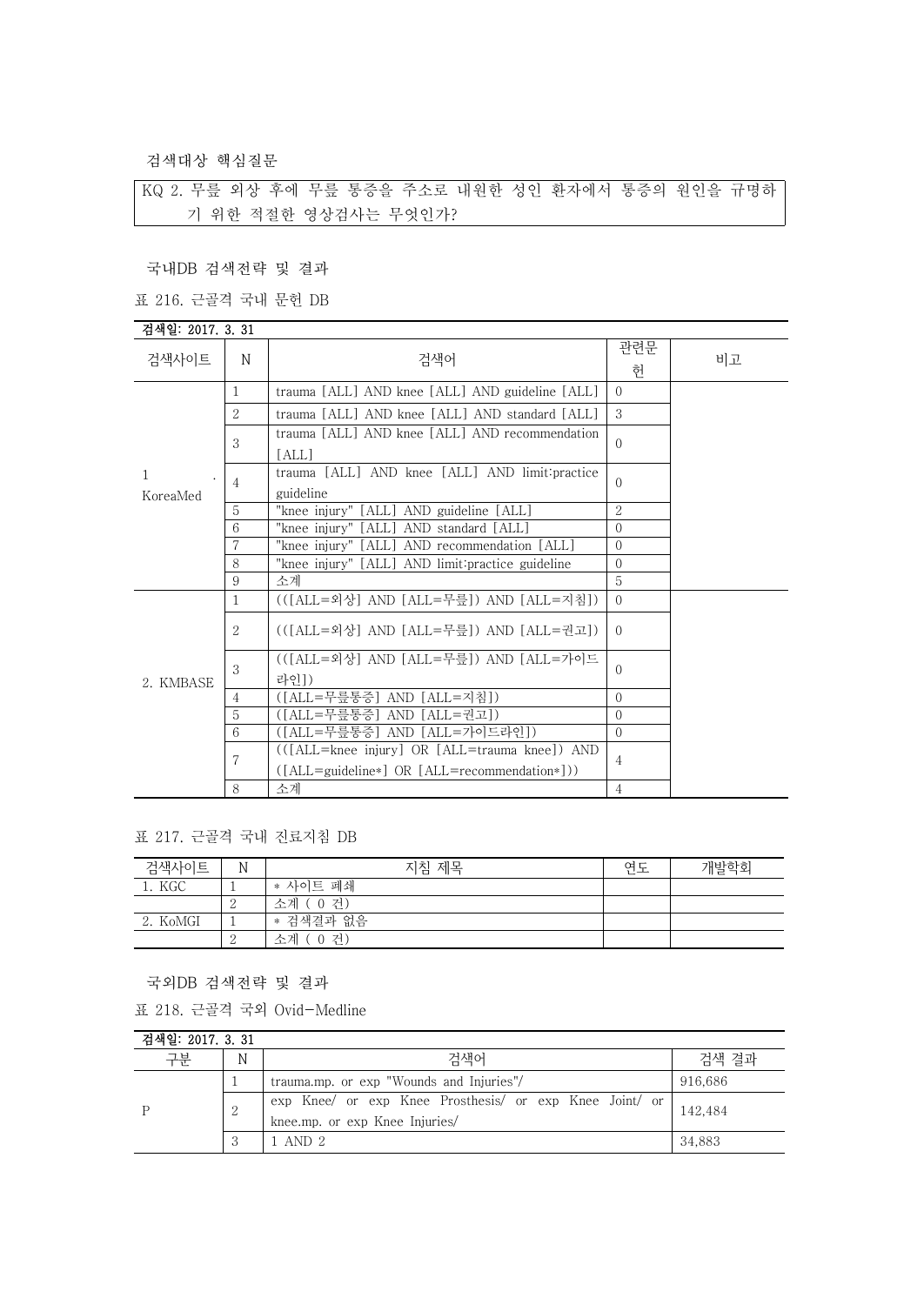검색대상 핵심질문

| KQ 2. 무릎 외상 후에 무릎 통증을 주소로 내원한 성인 환자에서 통증의 원인을 규명하기 위한 적절한 영상검사는 무엇인가? |
|---|

국내DB 검색전략 및 결과

표 216. 근골격 국내 문헌 DB

검색일: 2017. 3. 31

| 검색사이트 | N | 검색어 | 관련문헌 | 비고 |
|---|---|---|---|---|
| 1. KoreaMed | 1 | trauma [ALL] AND knee [ALL] AND guideline [ALL] | 0 | |
| | 2 | trauma [ALL] AND knee [ALL] AND standard [ALL] | 3 | |
| | 3 | trauma [ALL] AND knee [ALL] AND recommendation [ALL] | 0 | |
| | 4 | trauma [ALL] AND knee [ALL] AND limit:practice guideline | 0 | |
| | 5 | "knee injury" [ALL] AND guideline [ALL] | 2 | |
| | 6 | "knee injury" [ALL] AND standard [ALL] | 0 | |
| | 7 | "knee injury" [ALL] AND recommendation [ALL] | 0 | |
| | 8 | "knee injury" [ALL] AND limit:practice guideline | 0 | |
| | 9 | 소계 | 5 | |
| 2. KMBASE | 1 | (([ALL=외상] AND [ALL=무릎]) AND [ALL=지침]) | 0 | |
| | 2 | (([ALL=외상] AND [ALL=무릎]) AND [ALL=권고]) | 0 | |
| | 3 | (([ALL=외상] AND [ALL=무릎]) AND [ALL=가이드라인]) | 0 | |
| | 4 | ([ALL=무릎통증] AND [ALL=지침]) | 0 | |
| | 5 | ([ALL=무릎통증] AND [ALL=권고]) | 0 | |
| | 6 | ([ALL=무릎통증] AND [ALL=가이드라인]) | 0 | |
| | 7 | (([ALL=knee injury] OR [ALL=trauma knee]) AND ([ALL=guideline*] OR [ALL=recommendation*])) | 4 | |
| | 8 | 소계 | 4 | |

표 217. 근골격 국내 진료지침 DB

| 검색사이트 | N | 지침 제목 | 연도 | 개발학회 |
|---|---|---|---|---|
| 1. KGC | 1 | * 사이트 폐쇄 | | |
| | 2 | 소계 ( 0 건) | | |
| 2. KoMGI | 1 | * 검색결과 없음 | | |
| | 2 | 소계 ( 0 건) | | |

국외DB 검색전략 및 결과

표 218. 근골격 국외 Ovid-Medline

검색일: 2017. 3. 31

| 구분 | N | 검색어 | 검색 결과 |
|---|---|---|---|
| P | 1 | trauma.mp. or exp "Wounds and Injuries"/ | 916,686 |
| | 2 | exp Knee/ or exp Knee Prosthesis/ or exp Knee Joint/ or knee.mp. or exp Knee Injuries/ | 142,484 |
| | 3 | 1 AND 2 | 34,883 |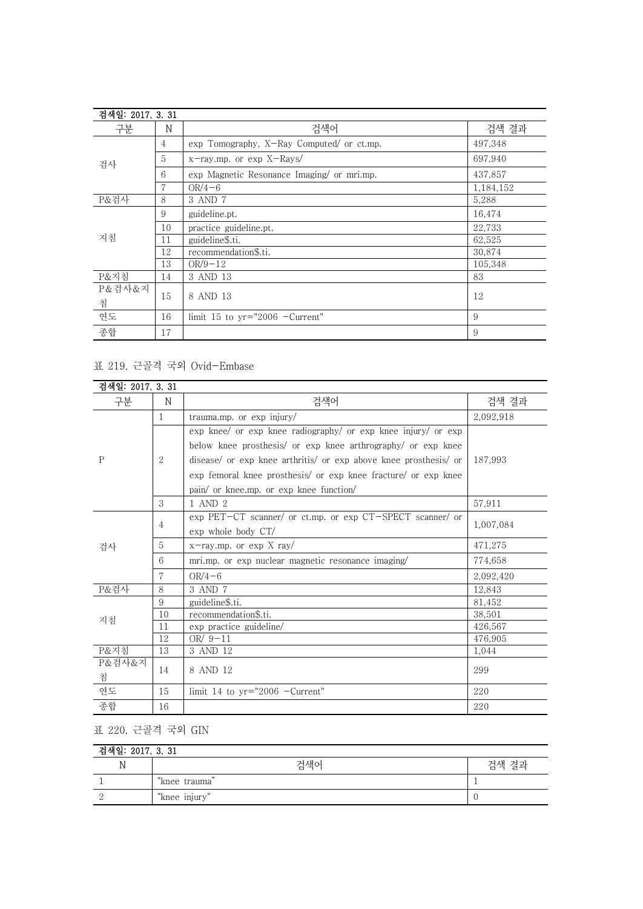검색일: 2017. 3. 31

| 구분 | N | 검색어 | 검색 결과 |
|---|---|---|---|
| 검사 | 4 | exp Tomography, X-Ray Computed/ or ct.mp. | 497,348 |
| | 5 | x-ray.mp. or exp X-Rays/ | 697,940 |
| | 6 | exp Magnetic Resonance Imaging/ or mri.mp. | 437,857 |
| | 7 | OR/4-6 | 1,184,152 |
| P&검사 | 8 | 3 AND 7 | 5,288 |
| 지침 | 9 | guideline.pt. | 16,474 |
| | 10 | practice guideline.pt. | 22,733 |
| | 11 | guideline$.ti. | 62,525 |
| | 12 | recommendation$.ti. | 30,874 |
| | 13 | OR/9-12 | 105,348 |
| P&지침 | 14 | 3 AND 13 | 83 |
| P&검사&지침 | 15 | 8 AND 13 | 12 |
| 연도 | 16 | limit 15 to yr="2006 -Current" | 9 |
| 종합 | 17 | | 9 |

표 219. 근골격 국외 Ovid-Embase

검색일: 2017. 3. 31

| 구분 | N | 검색어 | 검색 결과 |
|---|---|---|---|
| P | 1 | trauma.mp. or exp injury/ | 2,092,918 |
| | 2 | exp knee/ or exp knee radiography/ or exp knee injury/ or exp below knee prosthesis/ or exp knee arthrography/ or exp knee disease/ or exp knee arthritis/ or exp above knee prosthesis/ or exp femoral knee prosthesis/ or exp knee fracture/ or exp knee pain/ or knee.mp. or exp knee function/ | 187,993 |
| | 3 | 1 AND 2 | 57,911 |
| 검사 | 4 | exp PET-CT scanner/ or ct.mp. or exp CT-SPECT scanner/ or exp whole body CT/ | 1,007,084 |
| | 5 | x-ray.mp. or exp X ray/ | 471,275 |
| | 6 | mri.mp. or exp nuclear magnetic resonance imaging/ | 774,658 |
| | 7 | OR/4-6 | 2,092,420 |
| P&검사 | 8 | 3 AND 7 | 12,843 |
| 지침 | 9 | guideline$.ti. | 81,452 |
| | 10 | recommendation$.ti. | 38,501 |
| | 11 | exp practice guideline/ | 426,567 |
| | 12 | OR/ 9-11 | 476,905 |
| P&지침 | 13 | 3 AND 12 | 1,044 |
| P&검사&지침 | 14 | 8 AND 12 | 299 |
| 연도 | 15 | limit 14 to yr="2006 -Current" | 220 |
| 종합 | 16 | | 220 |

표 220. 근골격 국외 GIN

검색일: 2017. 3. 31

| N | 검색어 | 검색 결과 |
|---|---|---|
| 1 | "knee trauma" | 1 |
| 2 | "knee injury" | 0 |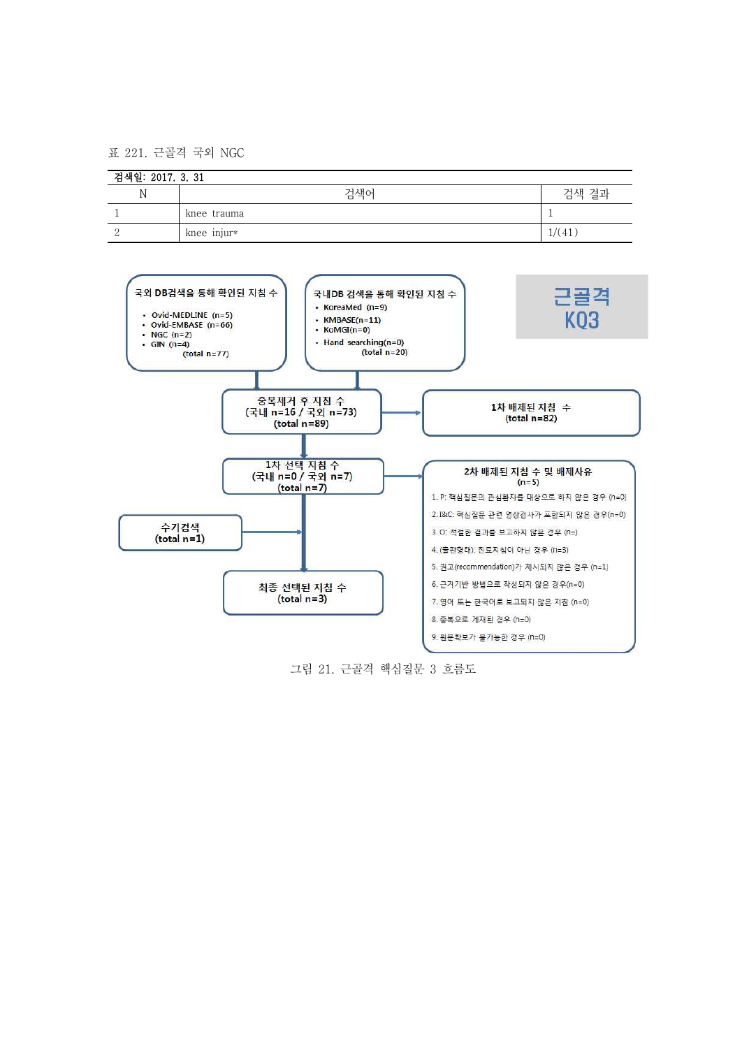표 221. 근골격 국외 NGC

| 검색일: 2017. 3. 31 | | |
|---|---|---|
| N | 검색어 | 검색 결과 |
| 1 | knee trauma | 1 |
| 2 | knee injur* | 1/(41) |

근골격 KQ3

국외 DB검색을 통해 확인된 지침 수
- Ovid-MEDLINE (n=5)
- Ovid-EMBASE (n=66)
- NGC (n=2)
- GIN (n=4)

(total n=77)

국내DB 검색을 통해 확인된 지침 수
- KoreaMed (n=9)
- KMBASE(n=11)
- KoMGI(n=0)
- Hand searching(n=0)

(total n=20)

중복제거 후 지침 수
(국내 n=16 / 국외 n=73)
(total n=89)

1차 배제된 지침 수
(total n=82)

1차 선택 지침 수
(국내 n=0 / 국외 n=7)
(total n=7)

2차 배제된 지침 수 및 배제사유
(n=5)
1. P: 핵심질문의 관심환자를 대상으로 하지 않은 경우 (n=0)
2. I&C: 핵심질문 관련 영상검사가 포함되지 않은 경우(n=0)
3. O: 적절한 결과를 보고하지 않은 경우 (n=)
4. (출판형태): 진료지침이 아닌 경우 (n=3)
5. 권고(recommendation)가 제시되지 않은 경우 (n=1)
6. 근거기반 방법으로 작성되지 않은 경우(n=0)
7. 영어 또는 한국어로 보고되지 않은 지침 (n=0)
8. 중복으로 게재된 경우 (n=0)
9. 원문확보가 불가능한 경우 (n=0)

수기검색
(total n=1)

최종 선택된 지침 수
(total n=3)

그림 21. 근골격 핵심질문 3 흐름도